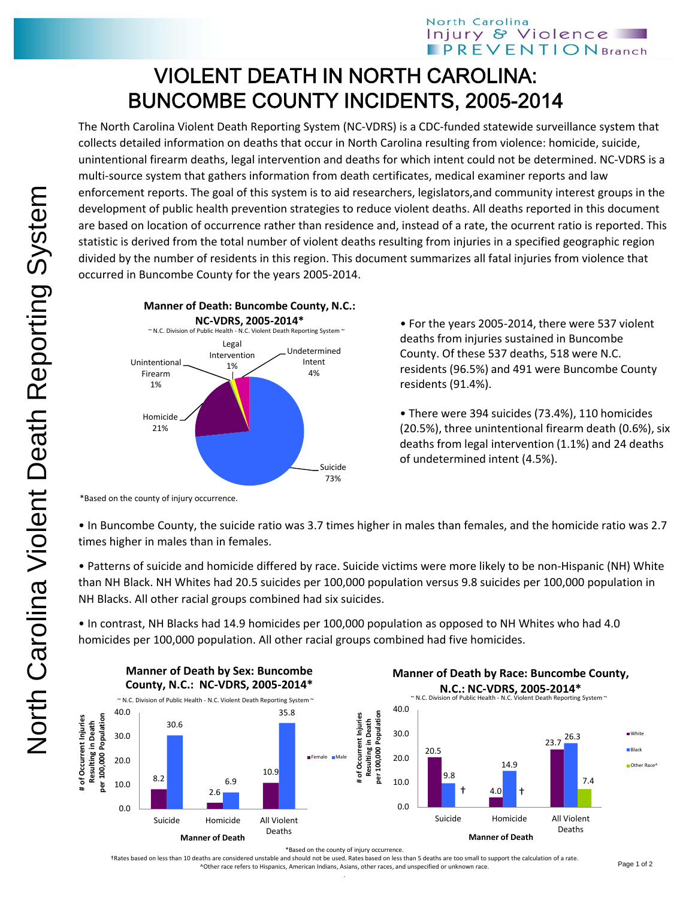# VIOLENT DEATH IN NORTH CAROLINA: BUNCOMBE COUNTY INCIDENTS, 2005-2014

The North Carolina Violent Death Reporting System (NC-VDRS) is a CDC-funded statewide surveillance system that collects detailed information on deaths that occur in North Carolina resulting from violence: homicide, suicide, unintentional firearm deaths, legal intervention and deaths for which intent could not be determined. NC-VDRS is a multi-source system that gathers information from death certificates, medical examiner reports and law enforcement reports. The goal of this system is to aid researchers, legislators,and community interest groups in the development of public health prevention strategies to reduce violent deaths. All deaths reported in this document are based on location of occurrence rather than residence and, instead of a rate, the ocurrent ratio is reported. This statistic is derived from the total number of violent deaths resulting from injuries in a specified geographic region divided by the number of residents in this region. This document summarizes all fatal injuries from violence that occurred in Buncombe County for the years 2005-2014.

**Manner of Death: Buncombe County, N.C.: NC-VDRS, 2005-2014***

~ N.C. Division of Public Health - N.C. Violent Death Reporting System ~

| Manner of Death | Percent |
|---|---|
| Suicide | 73% |
| Homicide | 21% |
| Unintentional Firearm | 1% |
| Legal Intervention | 1% |
| Undetermined Intent | 4% |

*Based on the county of injury occurrence.

- For the years 2005-2014, there were 537 violent deaths from injuries sustained in Buncombe County. Of these 537 deaths, 518 were N.C. residents (96.5%) and 491 were Buncombe County residents (91.4%).
- There were 394 suicides (73.4%), 110 homicides (20.5%), three unintentional firearm death (0.6%), six deaths from legal intervention (1.1%) and 24 deaths of undetermined intent (4.5%).
- In Buncombe County, the suicide ratio was 3.7 times higher in males than females, and the homicide ratio was 2.7 times higher in males than in females.
- Patterns of suicide and homicide differed by race. Suicide victims were more likely to be non-Hispanic (NH) White than NH Black. NH Whites had 20.5 suicides per 100,000 population versus 9.8 suicides per 100,000 population in NH Blacks. All other racial groups combined had six suicides.
- In contrast, NH Blacks had 14.9 homicides per 100,000 population as opposed to NH Whites who had 4.0 homicides per 100,000 population. All other racial groups combined had five homicides.

**Manner of Death by Sex: Buncombe County, N.C.: NC-VDRS, 2005-2014***

~ N.C. Division of Public Health - N.C. Violent Death Reporting System ~

# of Occurrent Injuries Resulting in Death per 100,000 Population

| Manner of Death | Female | Male |
|---|---|---|
| Suicide | 8.2 | 30.6 |
| Homicide | 2.6 | 6.9 |
| All Violent Deaths | 10.9 | 35.8 |

**Manner of Death by Race: Buncombe County, N.C.: NC-VDRS, 2005-2014***

~ N.C. Division of Public Health - N.C. Violent Death Reporting System ~

# of Occurrent Injuries Resulting in Death per 100,000 Population

| Manner of Death | White | Black | Other Race^ |
|---|---|---|---|
| Suicide | 20.5 | 9.8 | † |
| Homicide | 4.0 | 14.9 | † |
| All Violent Deaths | 23.7 | 26.3 | 7.4 |

*Based on the county of injury occurrence.

†Rates based on less than 10 deaths are considered unstable and should not be used. Rates based on less than 5 deaths are too small to support the calculation of a rate.

^Other race refers to Hispanics, American Indians, Asians, other races, and unspecified or unknown race.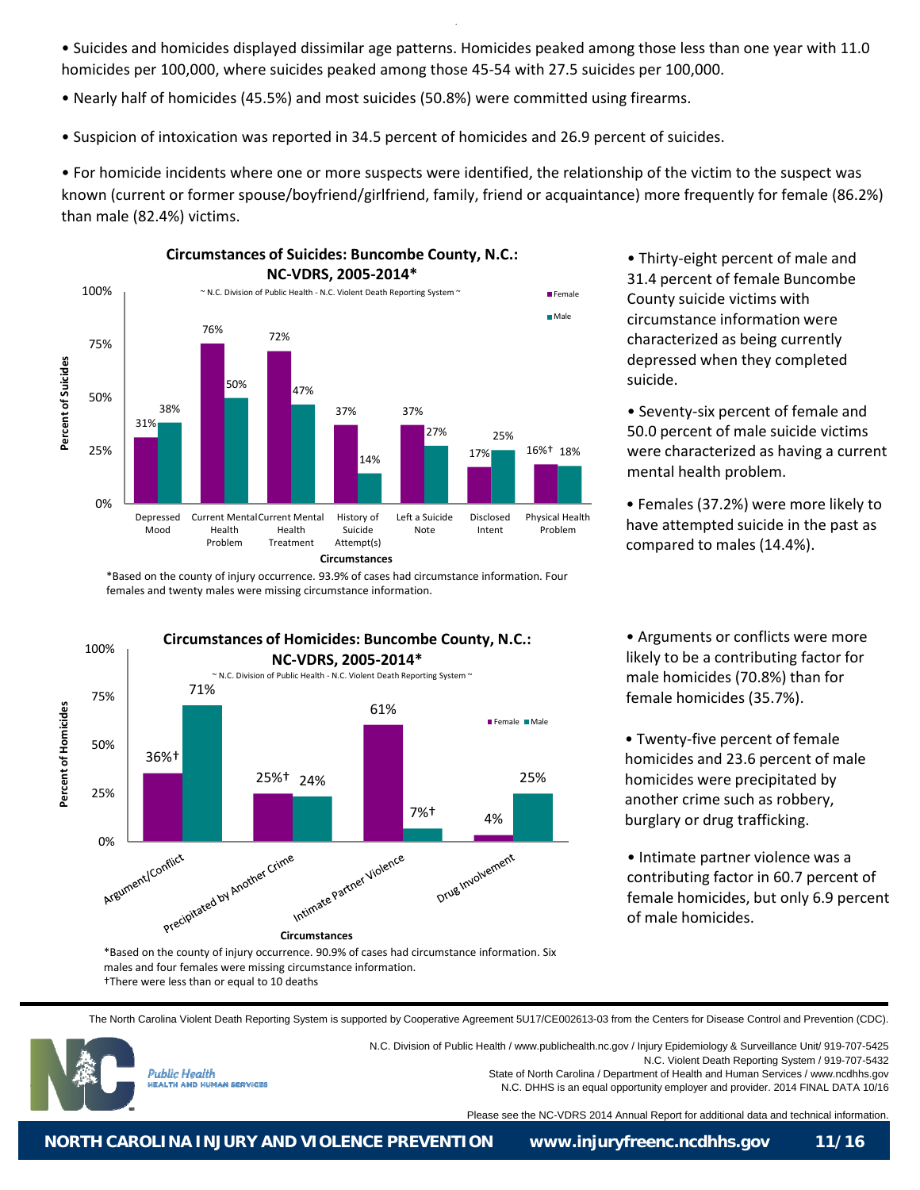- Suicides and homicides displayed dissimilar age patterns. Homicides peaked among those less than one year with 11.0 homicides per 100,000, where suicides peaked among those 45-54 with 27.5 suicides per 100,000.
- Nearly half of homicides (45.5%) and most suicides (50.8%) were committed using firearms.
- Suspicion of intoxication was reported in 34.5 percent of homicides and 26.9 percent of suicides.
- For homicide incidents where one or more suspects were identified, the relationship of the victim to the suspect was known (current or former spouse/boyfriend/girlfriend, family, friend or acquaintance) more frequently for female (86.2%) than male (82.4%) victims.

**Circumstances of Suicides: Buncombe County, N.C.: NC-VDRS, 2005-2014***

~ N.C. Division of Public Health - N.C. Violent Death Reporting System ~

Female
Male

Percent of Suicides

100%
75%
50%
25%
0%

Depressed Mood: 31% 38%
Current Mental Health Problem: 76% 50%
Current Mental Health Treatment: 72% 47%
History of Suicide Attempt(s): 37% 14%
Left a Suicide Note: 37% 27%
Disclosed Intent: 17% 25%
Physical Health Problem: 16%† 18%

Circumstances

*Based on the county of injury occurrence. 93.9% of cases had circumstance information. Four females and twenty males were missing circumstance information.

- Thirty-eight percent of male and 31.4 percent of female Buncombe County suicide victims with circumstance information were characterized as being currently depressed when they completed suicide.
- Seventy-six percent of female and 50.0 percent of male suicide victims were characterized as having a current mental health problem.
- Females (37.2%) were more likely to have attempted suicide in the past as compared to males (14.4%).

**Circumstances of Homicides: Buncombe County, N.C.: NC-VDRS, 2005-2014***

~ N.C. Division of Public Health - N.C. Violent Death Reporting System ~

Female
Male

Percent of Homicides

100%
75%
50%
25%
0%

Argument/Conflict: 36%† 71%
Precipitated by Another Crime: 25%† 24%
Intimate Partner Violence: 61% 7%†
Drug Involvement: 4% 25%

Circumstances

*Based on the county of injury occurrence. 90.9% of cases had circumstance information. Six males and four females were missing circumstance information.
†There were less than or equal to 10 deaths

- Arguments or conflicts were more likely to be a contributing factor for male homicides (70.8%) than for female homicides (35.7%).
- Twenty-five percent of female homicides and 23.6 percent of male homicides were precipitated by another crime such as robbery, burglary or drug trafficking.
- Intimate partner violence was a contributing factor in 60.7 percent of female homicides, but only 6.9 percent of male homicides.

The North Carolina Violent Death Reporting System is supported by Cooperative Agreement 5U17/CE002613-03 from the Centers for Disease Control and Prevention (CDC).

Public Health
HEALTH AND HUMAN SERVICES

N.C. Division of Public Health / www.publichealth.nc.gov / Injury Epidemiology & Surveillance Unit/ 919-707-5425
N.C. Violent Death Reporting System / 919-707-5432
State of North Carolina / Department of Health and Human Services / www.ncdhhs.gov
N.C. DHHS is an equal opportunity employer and provider. 2014 FINAL DATA 10/16

Please see the NC-VDRS 2014 Annual Report for additional data and technical information.

**NORTH CAROLINA INJURY AND VIOLENCE PREVENTION** **www.injuryfreenc.ncdhhs.gov**